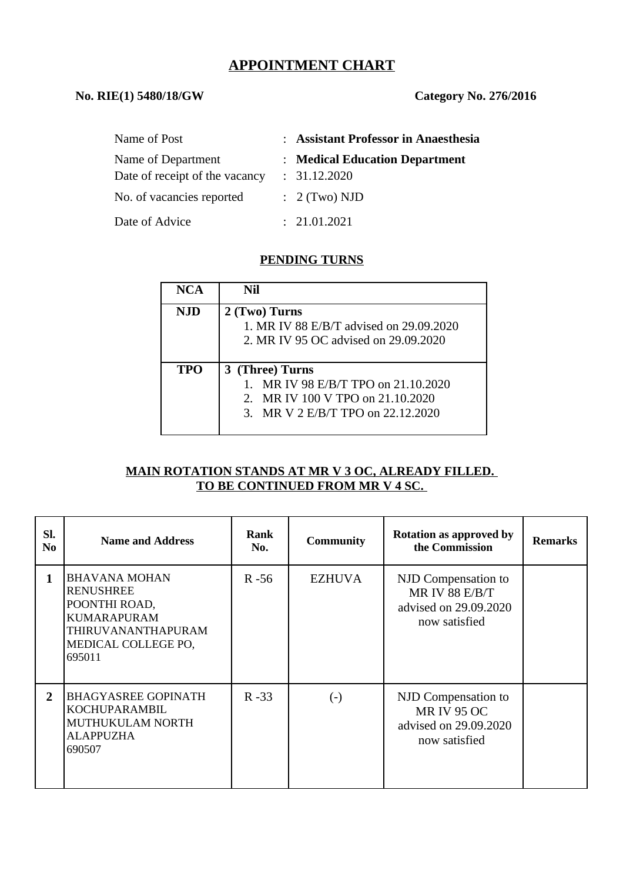# APPOINTMENT CHART

**No. RIE(1) 5480/18/GW** **Category No. 276/2016**

| | | |
|---|---|---|
| Name of Post | : | **Assistant Professor in Anaesthesia** |
| Name of Department | : | **Medical Education Department** |
| Date of receipt of the vacancy | : | 31.12.2020 |
| No. of vacancies reported | : | 2 (Two) NJD |
| Date of Advice | : | 21.01.2021 |

## PENDING TURNS

| NCA | Nil |
|---|---|
| **NJD** | **2 (Two) Turns**<br>1. MR IV 88 E/B/T advised on 29.09.2020<br>2. MR IV 95 OC advised on 29.09.2020 |
| **TPO** | **3 (Three) Turns**<br>1. MR IV 98 E/B/T TPO on 21.10.2020<br>2. MR IV 100 V TPO on 21.10.2020<br>3. MR V 2 E/B/T TPO on 22.12.2020 |

**MAIN ROTATION STANDS AT MR V 3 OC, ALREADY FILLED.**
**TO BE CONTINUED FROM MR V 4 SC.**

| Sl. No | Name and Address | Rank No. | Community | Rotation as approved by the Commission | Remarks |
|---|---|---|---|---|---|
| **1** | BHAVANA MOHAN<br>RENUSHREE<br>POONTHI ROAD,<br>KUMARAPURAM<br>THIRUVANANTHAPURAM<br>MEDICAL COLLEGE PO,<br>695011 | R -56 | EZHUVA | NJD Compensation to MR IV 88 E/B/T advised on 29.09.2020 now satisfied | |
| **2** | BHAGYASREE GOPINATH<br>KOCHUPARAMBIL<br>MUTHUKULAM NORTH<br>ALAPPUZHA<br>690507 | R -33 | (-) | NJD Compensation to MR IV 95 OC advised on 29.09.2020 now satisfied | |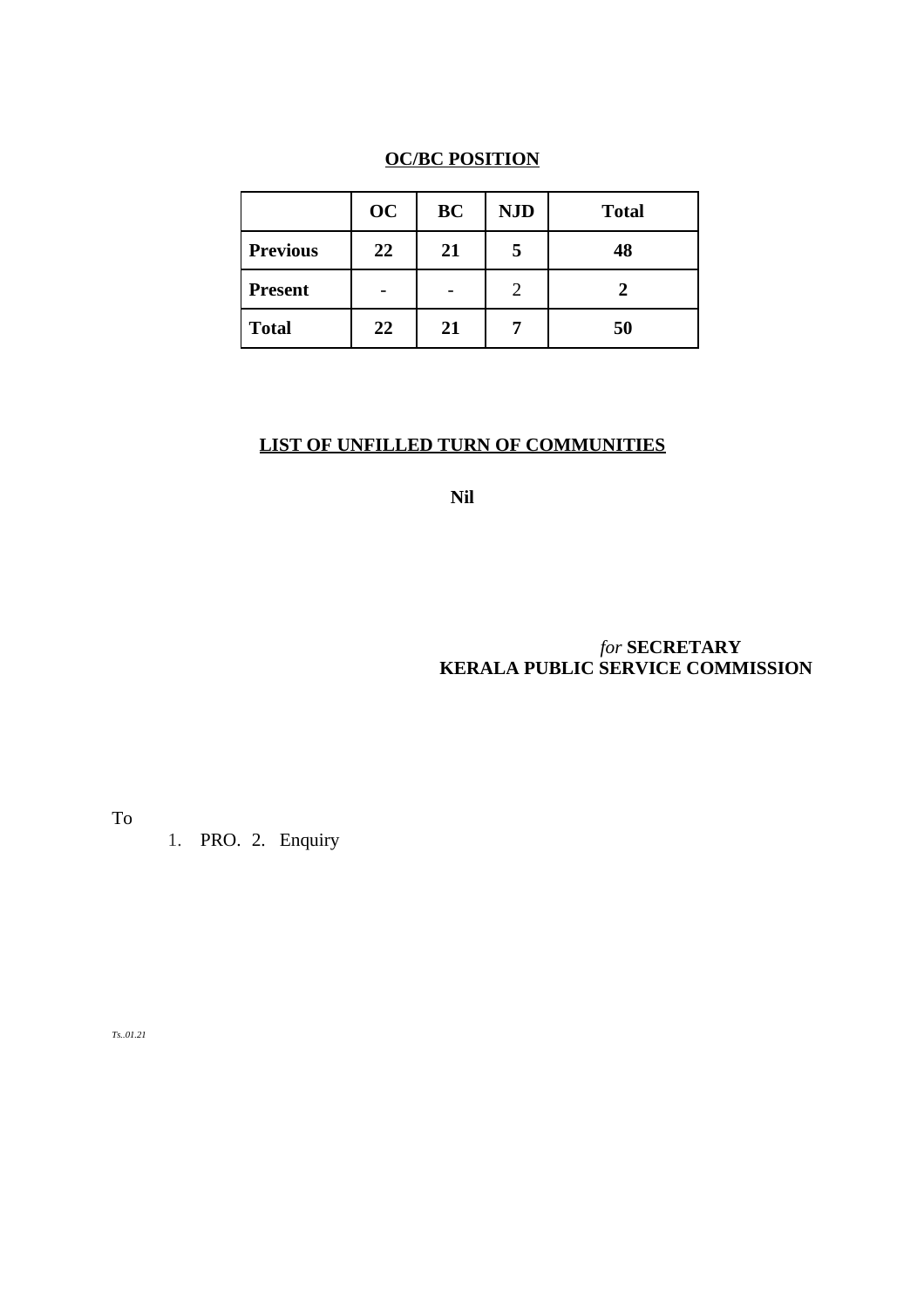**OC/BC POSITION**

| | OC | BC | NJD | Total |
|---|---|---|---|---|
| **Previous** | **22** | **21** | **5** | **48** |
| **Present** | - | - | 2 | **2** |
| **Total** | **22** | **21** | **7** | **50** |

**LIST OF UNFILLED TURN OF COMMUNITIES**

**Nil**

*for* **SECRETARY**
**KERALA PUBLIC SERVICE COMMISSION**

To

1. PRO. 2. Enquiry

*Ts..01.21*